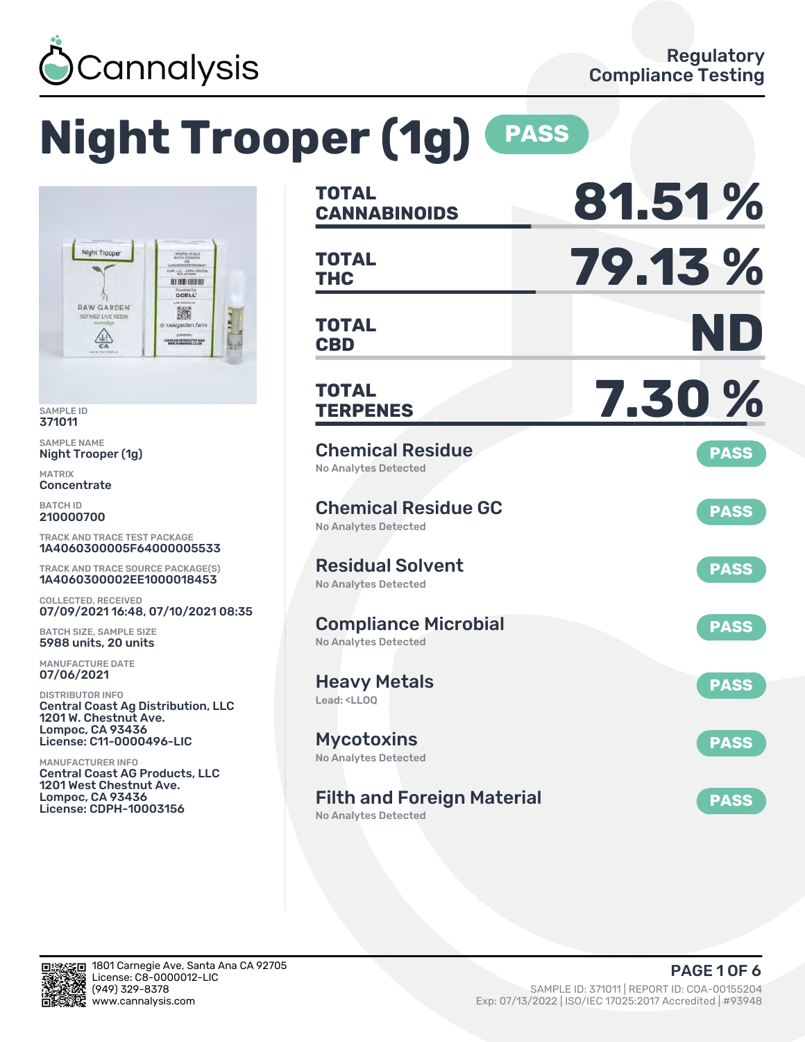Cannalysis

Regulatory Compliance Testing

# Night Trooper (1g) PASS

SAMPLE ID
371011

SAMPLE NAME
Night Trooper (1g)

MATRIX
Concentrate

BATCH ID
210000700

TRACK AND TRACE TEST PACKAGE
1A4060300005F64000005533

TRACK AND TRACE SOURCE PACKAGE(S)
1A4060300002EE1000018453

COLLECTED, RECEIVED
07/09/2021 16:48, 07/10/2021 08:35

BATCH SIZE, SAMPLE SIZE
5988 units, 20 units

MANUFACTURE DATE
07/06/2021

DISTRIBUTOR INFO
Central Coast Ag Distribution, LLC
1201 W. Chestnut Ave.
Lompoc, CA 93436
License: C11-0000496-LIC

MANUFACTURER INFO
Central Coast AG Products, LLC
1201 West Chestnut Ave.
Lompoc, CA 93436
License: CDPH-10003156

| | |
|---|---|
| **TOTAL CANNABINOIDS** | **81.51 %** |
| **TOTAL THC** | **79.13 %** |
| **TOTAL CBD** | **ND** |
| **TOTAL TERPENES** | **7.30 %** |

| Test | Result | Status |
|---|---|---|
| Chemical Residue | No Analytes Detected | PASS |
| Chemical Residue GC | No Analytes Detected | PASS |
| Residual Solvent | No Analytes Detected | PASS |
| Compliance Microbial | No Analytes Detected | PASS |
| Heavy Metals | Lead: <LLOQ | PASS |
| Mycotoxins | No Analytes Detected | PASS |
| Filth and Foreign Material | No Analytes Detected | PASS |

1801 Carnegie Ave, Santa Ana CA 92705
License: C8-0000012-LIC
(949) 329-8378
www.cannalysis.com

SAMPLE ID: 371011 | REPORT ID: COA-00155204
Exp: 07/13/2022 | ISO/IEC 17025:2017 Accredited | #93948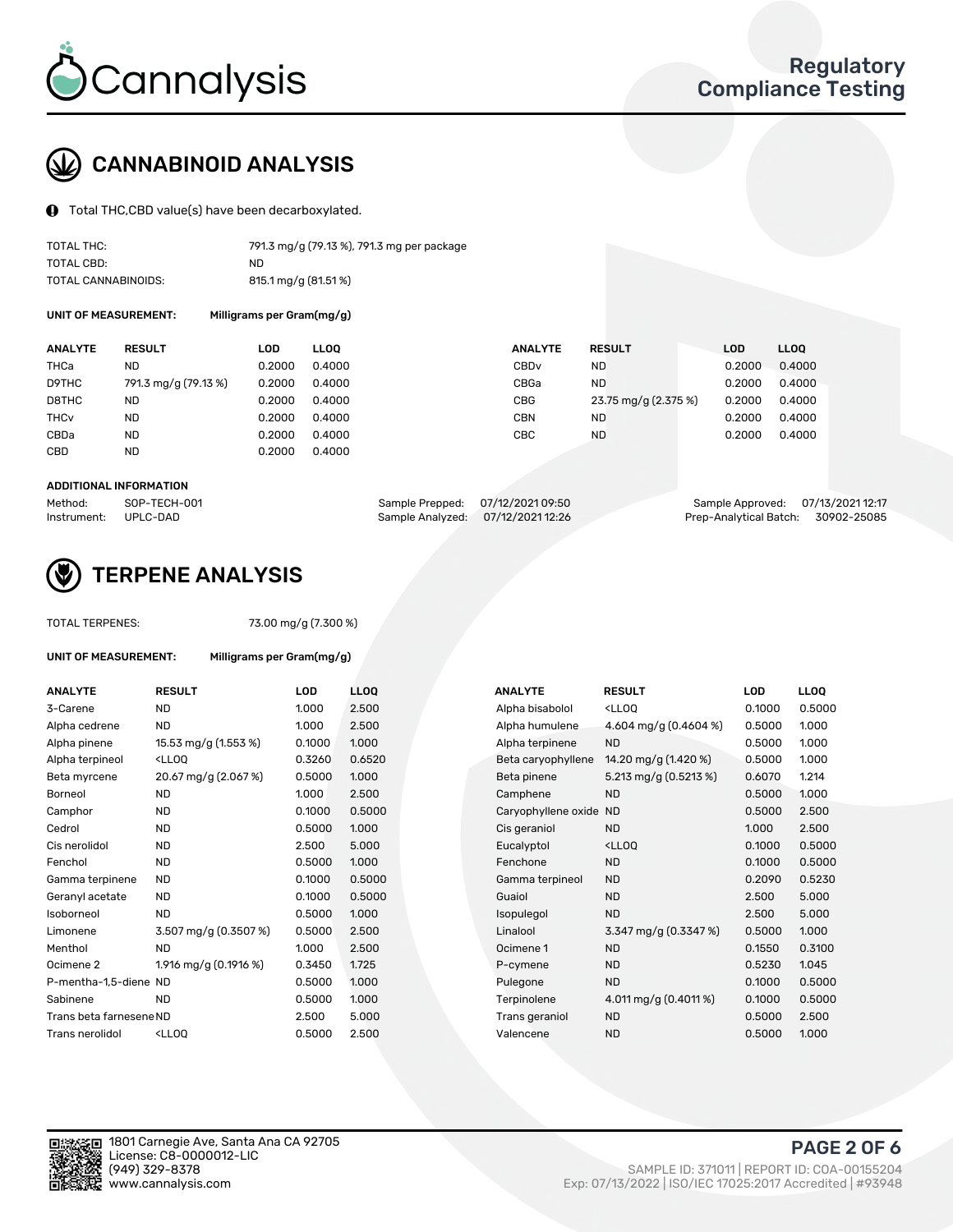# CANNABINOID ANALYSIS

Total THC,CBD value(s) have been decarboxylated.

| | |
|---|---|
| TOTAL THC: | 791.3 mg/g (79.13 %), 791.3 mg per package |
| TOTAL CBD: | ND |
| TOTAL CANNABINOIDS: | 815.1 mg/g (81.51 %) |

**UNIT OF MEASUREMENT:** Milligrams per Gram(mg/g)

| ANALYTE | RESULT | LOD | LLOQ |
|---|---|---|---|
| THCa | ND | 0.2000 | 0.4000 |
| D9THC | 791.3 mg/g (79.13 %) | 0.2000 | 0.4000 |
| D8THC | ND | 0.2000 | 0.4000 |
| THCv | ND | 0.2000 | 0.4000 |
| CBDa | ND | 0.2000 | 0.4000 |
| CBD | ND | 0.2000 | 0.4000 |
| CBDv | ND | 0.2000 | 0.4000 |
| CBGa | ND | 0.2000 | 0.4000 |
| CBG | 23.75 mg/g (2.375 %) | 0.2000 | 0.4000 |
| CBN | ND | 0.2000 | 0.4000 |
| CBC | ND | 0.2000 | 0.4000 |

**ADDITIONAL INFORMATION**

| | | | | | |
|---|---|---|---|---|---|
| Method: | SOP-TECH-001 | Sample Prepped: | 07/12/2021 09:50 | Sample Approved: | 07/13/2021 12:17 |
| Instrument: | UPLC-DAD | Sample Analyzed: | 07/12/2021 12:26 | Prep-Analytical Batch: | 30902-25085 |

# TERPENE ANALYSIS

TOTAL TERPENES: 73.00 mg/g (7.300 %)

**UNIT OF MEASUREMENT:** Milligrams per Gram(mg/g)

| ANALYTE | RESULT | LOD | LLOQ |
|---|---|---|---|
| 3-Carene | ND | 1.000 | 2.500 |
| Alpha cedrene | ND | 1.000 | 2.500 |
| Alpha pinene | 15.53 mg/g (1.553 %) | 0.1000 | 1.000 |
| Alpha terpineol | <LLOQ | 0.3260 | 0.6520 |
| Beta myrcene | 20.67 mg/g (2.067 %) | 0.5000 | 1.000 |
| Borneol | ND | 1.000 | 2.500 |
| Camphor | ND | 0.1000 | 0.5000 |
| Cedrol | ND | 0.5000 | 1.000 |
| Cis nerolidol | ND | 2.500 | 5.000 |
| Fenchol | ND | 0.5000 | 1.000 |
| Gamma terpinene | ND | 0.1000 | 0.5000 |
| Geranyl acetate | ND | 0.1000 | 0.5000 |
| Isoborneol | ND | 0.5000 | 1.000 |
| Limonene | 3.507 mg/g (0.3507 %) | 0.5000 | 2.500 |
| Menthol | ND | 1.000 | 2.500 |
| Ocimene 2 | 1.916 mg/g (0.1916 %) | 0.3450 | 1.725 |
| P-mentha-1,5-diene | ND | 0.5000 | 1.000 |
| Sabinene | ND | 0.5000 | 1.000 |
| Trans beta farnesene | ND | 2.500 | 5.000 |
| Trans nerolidol | <LLOQ | 0.5000 | 2.500 |
| Alpha bisabolol | <LLOQ | 0.1000 | 0.5000 |
| Alpha humulene | 4.604 mg/g (0.4604 %) | 0.5000 | 1.000 |
| Alpha terpinene | ND | 0.5000 | 1.000 |
| Beta caryophyllene | 14.20 mg/g (1.420 %) | 0.5000 | 1.000 |
| Beta pinene | 5.213 mg/g (0.5213 %) | 0.6070 | 1.214 |
| Camphene | ND | 0.5000 | 1.000 |
| Caryophyllene oxide | ND | 0.5000 | 2.500 |
| Cis geraniol | ND | 1.000 | 2.500 |
| Eucalyptol | <LLOQ | 0.1000 | 0.5000 |
| Fenchone | ND | 0.1000 | 0.5000 |
| Gamma terpineol | ND | 0.2090 | 0.5230 |
| Guaiol | ND | 2.500 | 5.000 |
| Isopulegol | ND | 2.500 | 5.000 |
| Linalool | 3.347 mg/g (0.3347 %) | 0.5000 | 1.000 |
| Ocimene 1 | ND | 0.1550 | 0.3100 |
| P-cymene | ND | 0.5230 | 1.045 |
| Pulegone | ND | 0.1000 | 0.5000 |
| Terpinolene | 4.011 mg/g (0.4011 %) | 0.1000 | 0.5000 |
| Trans geraniol | ND | 0.5000 | 2.500 |
| Valencene | ND | 0.5000 | 1.000 |

1801 Carnegie Ave, Santa Ana CA 92705
License: C8-0000012-LIC
(949) 329-8378
www.cannalysis.com

SAMPLE ID: 371011 | REPORT ID: COA-00155204
Exp: 07/13/2022 | ISO/IEC 17025:2017 Accredited | #93948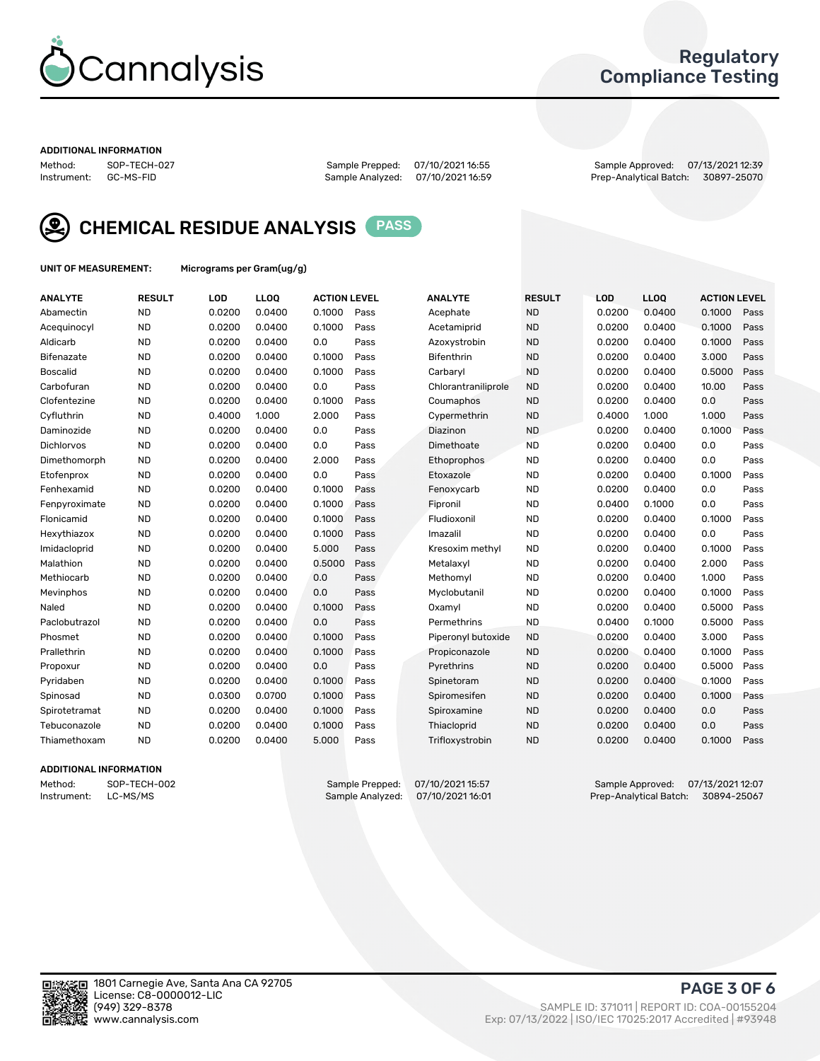# Cannalysis

## Regulatory Compliance Testing

**ADDITIONAL INFORMATION**

Method: SOP-TECH-027
Instrument: GC-MS-FID

Sample Prepped: 07/10/2021 16:55
Sample Analyzed: 07/10/2021 16:59

Sample Approved: 07/13/2021 12:39
Prep-Analytical Batch: 30897-25070

## CHEMICAL RESIDUE ANALYSIS PASS

**UNIT OF MEASUREMENT:** Micrograms per Gram(ug/g)

| ANALYTE | RESULT | LOD | LLOQ | ACTION LEVEL | | ANALYTE | RESULT | LOD | LLOQ | ACTION LEVEL | |
|---|---|---|---|---|---|---|---|---|---|---|---|
| Abamectin | ND | 0.0200 | 0.0400 | 0.1000 | Pass | Acephate | ND | 0.0200 | 0.0400 | 0.1000 | Pass |
| Acequinocyl | ND | 0.0200 | 0.0400 | 0.1000 | Pass | Acetamiprid | ND | 0.0200 | 0.0400 | 0.1000 | Pass |
| Aldicarb | ND | 0.0200 | 0.0400 | 0.0 | Pass | Azoxystrobin | ND | 0.0200 | 0.0400 | 0.1000 | Pass |
| Bifenazate | ND | 0.0200 | 0.0400 | 0.1000 | Pass | Bifenthrin | ND | 0.0200 | 0.0400 | 3.000 | Pass |
| Boscalid | ND | 0.0200 | 0.0400 | 0.1000 | Pass | Carbaryl | ND | 0.0200 | 0.0400 | 0.5000 | Pass |
| Carbofuran | ND | 0.0200 | 0.0400 | 0.0 | Pass | Chlorantraniliprole | ND | 0.0200 | 0.0400 | 10.00 | Pass |
| Clofentezine | ND | 0.0200 | 0.0400 | 0.1000 | Pass | Coumaphos | ND | 0.0200 | 0.0400 | 0.0 | Pass |
| Cyfluthrin | ND | 0.4000 | 1.000 | 2.000 | Pass | Cypermethrin | ND | 0.4000 | 1.000 | 1.000 | Pass |
| Daminozide | ND | 0.0200 | 0.0400 | 0.0 | Pass | Diazinon | ND | 0.0200 | 0.0400 | 0.1000 | Pass |
| Dichlorvos | ND | 0.0200 | 0.0400 | 0.0 | Pass | Dimethoate | ND | 0.0200 | 0.0400 | 0.0 | Pass |
| Dimethomorph | ND | 0.0200 | 0.0400 | 2.000 | Pass | Ethoprophos | ND | 0.0200 | 0.0400 | 0.0 | Pass |
| Etofenprox | ND | 0.0200 | 0.0400 | 0.0 | Pass | Etoxazole | ND | 0.0200 | 0.0400 | 0.1000 | Pass |
| Fenhexamid | ND | 0.0200 | 0.0400 | 0.1000 | Pass | Fenoxycarb | ND | 0.0200 | 0.0400 | 0.0 | Pass |
| Fenpyroximate | ND | 0.0200 | 0.0400 | 0.1000 | Pass | Fipronil | ND | 0.0400 | 0.1000 | 0.0 | Pass |
| Flonicamid | ND | 0.0200 | 0.0400 | 0.1000 | Pass | Fludioxonil | ND | 0.0200 | 0.0400 | 0.1000 | Pass |
| Hexythiazox | ND | 0.0200 | 0.0400 | 0.1000 | Pass | Imazalil | ND | 0.0200 | 0.0400 | 0.0 | Pass |
| Imidacloprid | ND | 0.0200 | 0.0400 | 5.000 | Pass | Kresoxim methyl | ND | 0.0200 | 0.0400 | 0.1000 | Pass |
| Malathion | ND | 0.0200 | 0.0400 | 0.5000 | Pass | Metalaxyl | ND | 0.0200 | 0.0400 | 2.000 | Pass |
| Methiocarb | ND | 0.0200 | 0.0400 | 0.0 | Pass | Methomyl | ND | 0.0200 | 0.0400 | 1.000 | Pass |
| Mevinphos | ND | 0.0200 | 0.0400 | 0.0 | Pass | Myclobutanil | ND | 0.0200 | 0.0400 | 0.1000 | Pass |
| Naled | ND | 0.0200 | 0.0400 | 0.1000 | Pass | Oxamyl | ND | 0.0200 | 0.0400 | 0.5000 | Pass |
| Paclobutrazol | ND | 0.0200 | 0.0400 | 0.0 | Pass | Permethrins | ND | 0.0400 | 0.1000 | 0.5000 | Pass |
| Phosmet | ND | 0.0200 | 0.0400 | 0.1000 | Pass | Piperonyl butoxide | ND | 0.0200 | 0.0400 | 3.000 | Pass |
| Prallethrin | ND | 0.0200 | 0.0400 | 0.1000 | Pass | Propiconazole | ND | 0.0200 | 0.0400 | 0.1000 | Pass |
| Propoxur | ND | 0.0200 | 0.0400 | 0.0 | Pass | Pyrethrins | ND | 0.0200 | 0.0400 | 0.5000 | Pass |
| Pyridaben | ND | 0.0200 | 0.0400 | 0.1000 | Pass | Spinetoram | ND | 0.0200 | 0.0400 | 0.1000 | Pass |
| Spinosad | ND | 0.0300 | 0.0700 | 0.1000 | Pass | Spiromesifen | ND | 0.0200 | 0.0400 | 0.1000 | Pass |
| Spirotetramat | ND | 0.0200 | 0.0400 | 0.1000 | Pass | Spiroxamine | ND | 0.0200 | 0.0400 | 0.0 | Pass |
| Tebuconazole | ND | 0.0200 | 0.0400 | 0.1000 | Pass | Thiacloprid | ND | 0.0200 | 0.0400 | 0.0 | Pass |
| Thiamethoxam | ND | 0.0200 | 0.0400 | 5.000 | Pass | Trifloxystrobin | ND | 0.0200 | 0.0400 | 0.1000 | Pass |

**ADDITIONAL INFORMATION**

Method: SOP-TECH-002
Instrument: LC-MS/MS

Sample Prepped: 07/10/2021 15:57
Sample Analyzed: 07/10/2021 16:01

Sample Approved: 07/13/2021 12:07
Prep-Analytical Batch: 30894-25067

1801 Carnegie Ave, Santa Ana CA 92705
License: C8-0000012-LIC
(949) 329-8378
www.cannalysis.com

SAMPLE ID: 371011 | REPORT ID: COA-00155204
Exp: 07/13/2022 | ISO/IEC 17025:2017 Accredited | #93948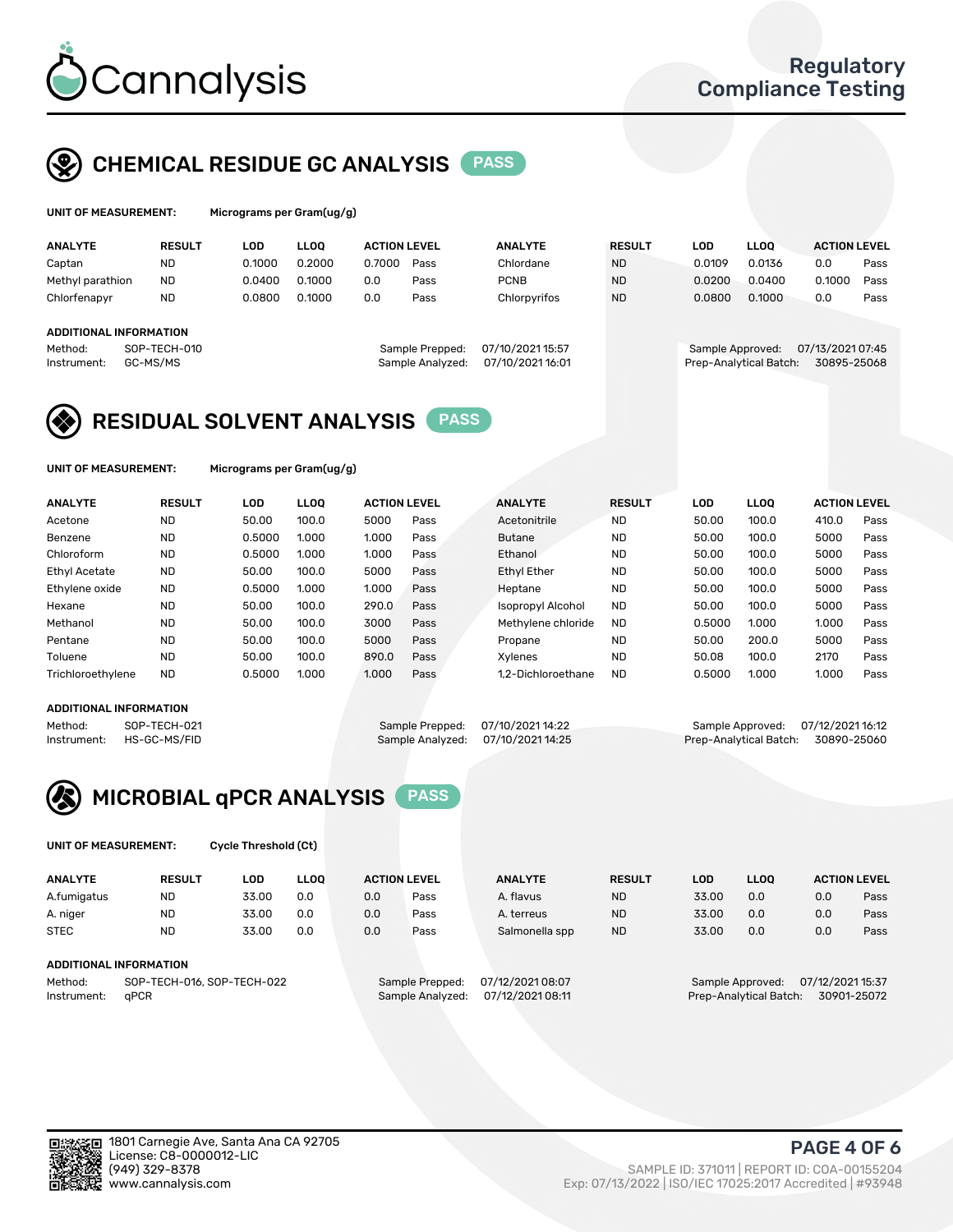Cannalysis

Regulatory Compliance Testing

## CHEMICAL RESIDUE GC ANALYSIS PASS

**UNIT OF MEASUREMENT:** Micrograms per Gram(ug/g)

| ANALYTE | RESULT | LOD | LLOQ | ACTION LEVEL | | ANALYTE | RESULT | LOD | LLOQ | ACTION LEVEL | |
|---|---|---|---|---|---|---|---|---|---|---|---|
| Captan | ND | 0.1000 | 0.2000 | 0.7000 | Pass | Chlordane | ND | 0.0109 | 0.0136 | 0.0 | Pass |
| Methyl parathion | ND | 0.0400 | 0.1000 | 0.0 | Pass | PCNB | ND | 0.0200 | 0.0400 | 0.1000 | Pass |
| Chlorfenapyr | ND | 0.0800 | 0.1000 | 0.0 | Pass | Chlorpyrifos | ND | 0.0800 | 0.1000 | 0.0 | Pass |

**ADDITIONAL INFORMATION**

Method: SOP-TECH-010
Instrument: GC-MS/MS
Sample Prepped: 07/10/2021 15:57
Sample Analyzed: 07/10/2021 16:01
Sample Approved: 07/13/2021 07:45
Prep-Analytical Batch: 30895-25068

## RESIDUAL SOLVENT ANALYSIS PASS

**UNIT OF MEASUREMENT:** Micrograms per Gram(ug/g)

| ANALYTE | RESULT | LOD | LLOQ | ACTION LEVEL | | ANALYTE | RESULT | LOD | LLOQ | ACTION LEVEL | |
|---|---|---|---|---|---|---|---|---|---|---|---|
| Acetone | ND | 50.00 | 100.0 | 5000 | Pass | Acetonitrile | ND | 50.00 | 100.0 | 410.0 | Pass |
| Benzene | ND | 0.5000 | 1.000 | 1.000 | Pass | Butane | ND | 50.00 | 100.0 | 5000 | Pass |
| Chloroform | ND | 0.5000 | 1.000 | 1.000 | Pass | Ethanol | ND | 50.00 | 100.0 | 5000 | Pass |
| Ethyl Acetate | ND | 50.00 | 100.0 | 5000 | Pass | Ethyl Ether | ND | 50.00 | 100.0 | 5000 | Pass |
| Ethylene oxide | ND | 0.5000 | 1.000 | 1.000 | Pass | Heptane | ND | 50.00 | 100.0 | 5000 | Pass |
| Hexane | ND | 50.00 | 100.0 | 290.0 | Pass | Isopropyl Alcohol | ND | 50.00 | 100.0 | 5000 | Pass |
| Methanol | ND | 50.00 | 100.0 | 3000 | Pass | Methylene chloride | ND | 0.5000 | 1.000 | 1.000 | Pass |
| Pentane | ND | 50.00 | 100.0 | 5000 | Pass | Propane | ND | 50.00 | 200.0 | 5000 | Pass |
| Toluene | ND | 50.00 | 100.0 | 890.0 | Pass | Xylenes | ND | 50.08 | 100.0 | 2170 | Pass |
| Trichloroethylene | ND | 0.5000 | 1.000 | 1.000 | Pass | 1,2-Dichloroethane | ND | 0.5000 | 1.000 | 1.000 | Pass |

**ADDITIONAL INFORMATION**

Method: SOP-TECH-021
Instrument: HS-GC-MS/FID
Sample Prepped: 07/10/2021 14:22
Sample Analyzed: 07/10/2021 14:25
Sample Approved: 07/12/2021 16:12
Prep-Analytical Batch: 30890-25060

## MICROBIAL qPCR ANALYSIS PASS

**UNIT OF MEASUREMENT:** Cycle Threshold (Ct)

| ANALYTE | RESULT | LOD | LLOQ | ACTION LEVEL | | ANALYTE | RESULT | LOD | LLOQ | ACTION LEVEL | |
|---|---|---|---|---|---|---|---|---|---|---|---|
| A.fumigatus | ND | 33.00 | 0.0 | 0.0 | Pass | A. flavus | ND | 33.00 | 0.0 | 0.0 | Pass |
| A. niger | ND | 33.00 | 0.0 | 0.0 | Pass | A. terreus | ND | 33.00 | 0.0 | 0.0 | Pass |
| STEC | ND | 33.00 | 0.0 | 0.0 | Pass | Salmonella spp | ND | 33.00 | 0.0 | 0.0 | Pass |

**ADDITIONAL INFORMATION**

Method: SOP-TECH-016, SOP-TECH-022
Instrument: qPCR
Sample Prepped: 07/12/2021 08:07
Sample Analyzed: 07/12/2021 08:11
Sample Approved: 07/12/2021 15:37
Prep-Analytical Batch: 30901-25072

1801 Carnegie Ave, Santa Ana CA 92705
License: C8-0000012-LIC
(949) 329-8378
www.cannalysis.com

SAMPLE ID: 371011 | REPORT ID: COA-00155204
Exp: 07/13/2022 | ISO/IEC 17025:2017 Accredited | #93948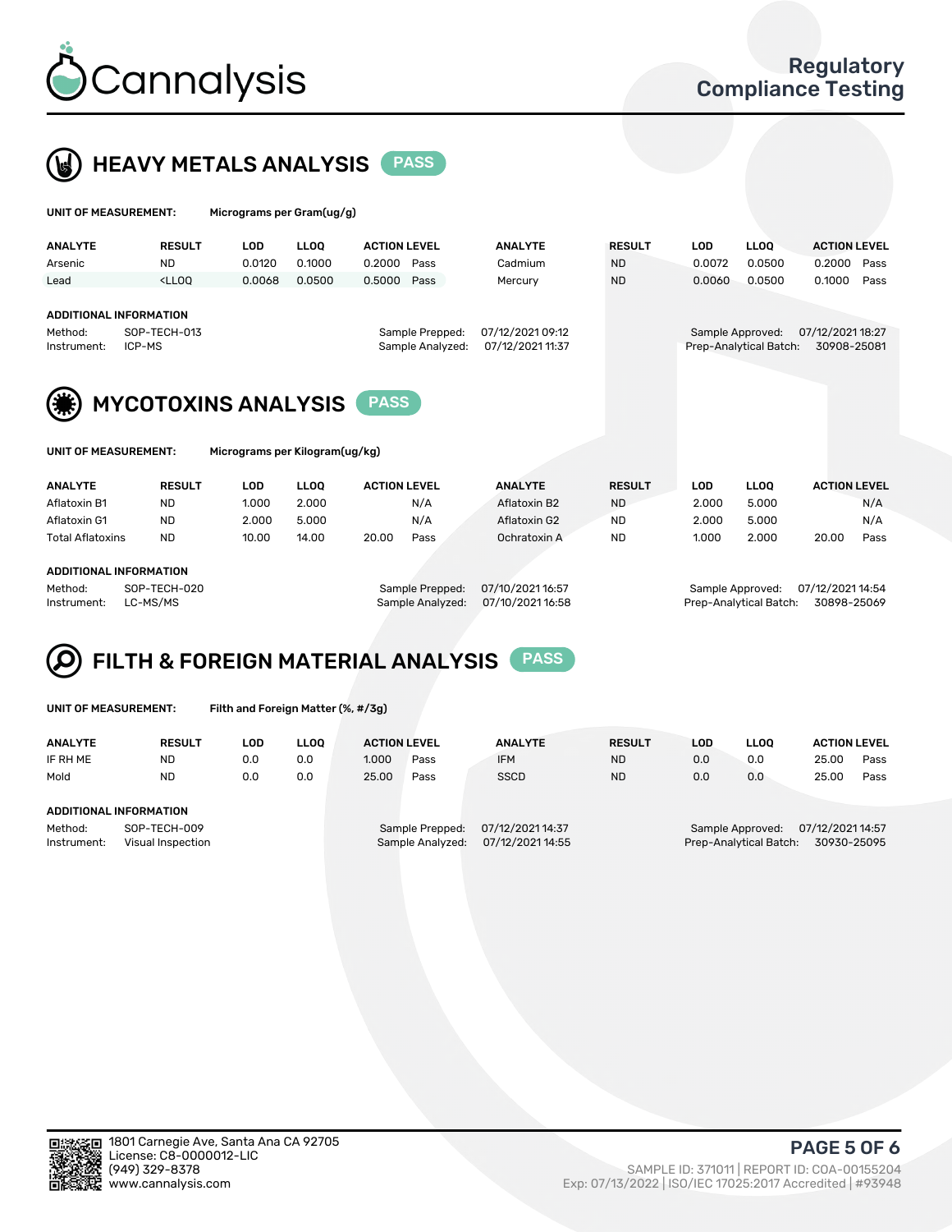# Cannalysis

## Regulatory Compliance Testing

## HEAVY METALS ANALYSIS PASS

**UNIT OF MEASUREMENT:** Micrograms per Gram(ug/g)

| ANALYTE | RESULT | LOD | LLOQ | ACTION LEVEL | | ANALYTE | RESULT | LOD | LLOQ | ACTION LEVEL | |
|---|---|---|---|---|---|---|---|---|---|---|---|
| Arsenic | ND | 0.0120 | 0.1000 | 0.2000 | Pass | Cadmium | ND | 0.0072 | 0.0500 | 0.2000 | Pass |
| Lead | <LLOQ | 0.0068 | 0.0500 | 0.5000 | Pass | Mercury | ND | 0.0060 | 0.0500 | 0.1000 | Pass |

**ADDITIONAL INFORMATION**

Method: SOP-TECH-013
Instrument: ICP-MS
Sample Prepped: 07/12/2021 09:12
Sample Analyzed: 07/12/2021 11:37
Sample Approved: 07/12/2021 18:27
Prep-Analytical Batch: 30908-25081

## MYCOTOXINS ANALYSIS PASS

**UNIT OF MEASUREMENT:** Micrograms per Kilogram(ug/kg)

| ANALYTE | RESULT | LOD | LLOQ | ACTION LEVEL | | ANALYTE | RESULT | LOD | LLOQ | ACTION LEVEL | |
|---|---|---|---|---|---|---|---|---|---|---|---|
| Aflatoxin B1 | ND | 1.000 | 2.000 | | N/A | Aflatoxin B2 | ND | 2.000 | 5.000 | | N/A |
| Aflatoxin G1 | ND | 2.000 | 5.000 | | N/A | Aflatoxin G2 | ND | 2.000 | 5.000 | | N/A |
| Total Aflatoxins | ND | 10.00 | 14.00 | 20.00 | Pass | Ochratoxin A | ND | 1.000 | 2.000 | 20.00 | Pass |

**ADDITIONAL INFORMATION**

Method: SOP-TECH-020
Instrument: LC-MS/MS
Sample Prepped: 07/10/2021 16:57
Sample Analyzed: 07/10/2021 16:58
Sample Approved: 07/12/2021 14:54
Prep-Analytical Batch: 30898-25069

## FILTH & FOREIGN MATERIAL ANALYSIS PASS

**UNIT OF MEASUREMENT:** Filth and Foreign Matter (%, #/3g)

| ANALYTE | RESULT | LOD | LLOQ | ACTION LEVEL | | ANALYTE | RESULT | LOD | LLOQ | ACTION LEVEL | |
|---|---|---|---|---|---|---|---|---|---|---|---|
| IF RH ME | ND | 0.0 | 0.0 | 1.000 | Pass | IFM | ND | 0.0 | 0.0 | 25.00 | Pass |
| Mold | ND | 0.0 | 0.0 | 25.00 | Pass | SSCD | ND | 0.0 | 0.0 | 25.00 | Pass |

**ADDITIONAL INFORMATION**

Method: SOP-TECH-009
Instrument: Visual Inspection
Sample Prepped: 07/12/2021 14:37
Sample Analyzed: 07/12/2021 14:55
Sample Approved: 07/12/2021 14:57
Prep-Analytical Batch: 30930-25095

1801 Carnegie Ave, Santa Ana CA 92705
License: C8-0000012-LIC
(949) 329-8378
www.cannalysis.com

SAMPLE ID: 371011 | REPORT ID: COA-00155204
Exp: 07/13/2022 | ISO/IEC 17025:2017 Accredited | #93948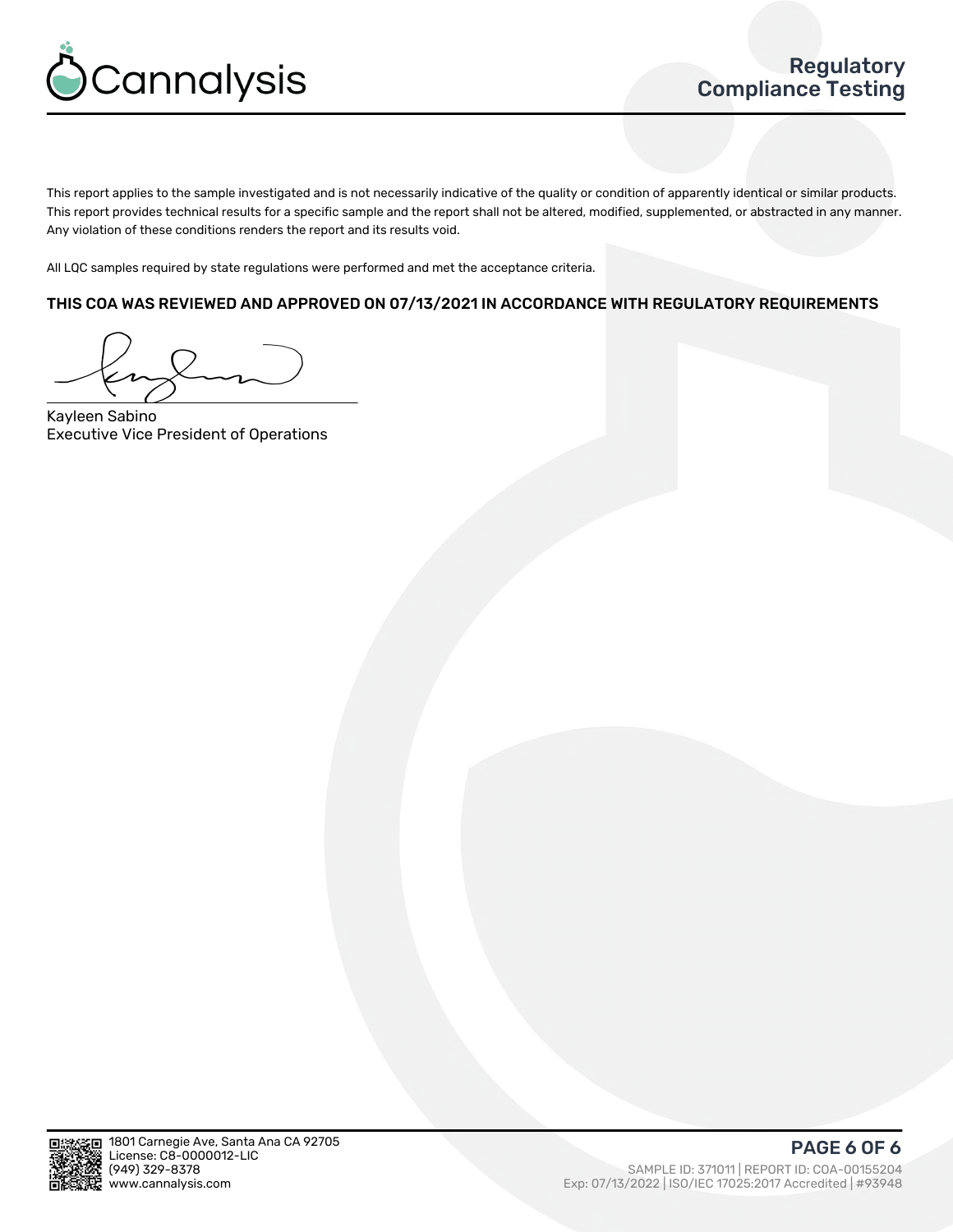This report applies to the sample investigated and is not necessarily indicative of the quality or condition of apparently identical or similar products. This report provides technical results for a specific sample and the report shall not be altered, modified, supplemented, or abstracted in any manner. Any violation of these conditions renders the report and its results void.

All LQC samples required by state regulations were performed and met the acceptance criteria.

**THIS COA WAS REVIEWED AND APPROVED ON 07/13/2021 IN ACCORDANCE WITH REGULATORY REQUIREMENTS**

Kayleen Sabino
Executive Vice President of Operations